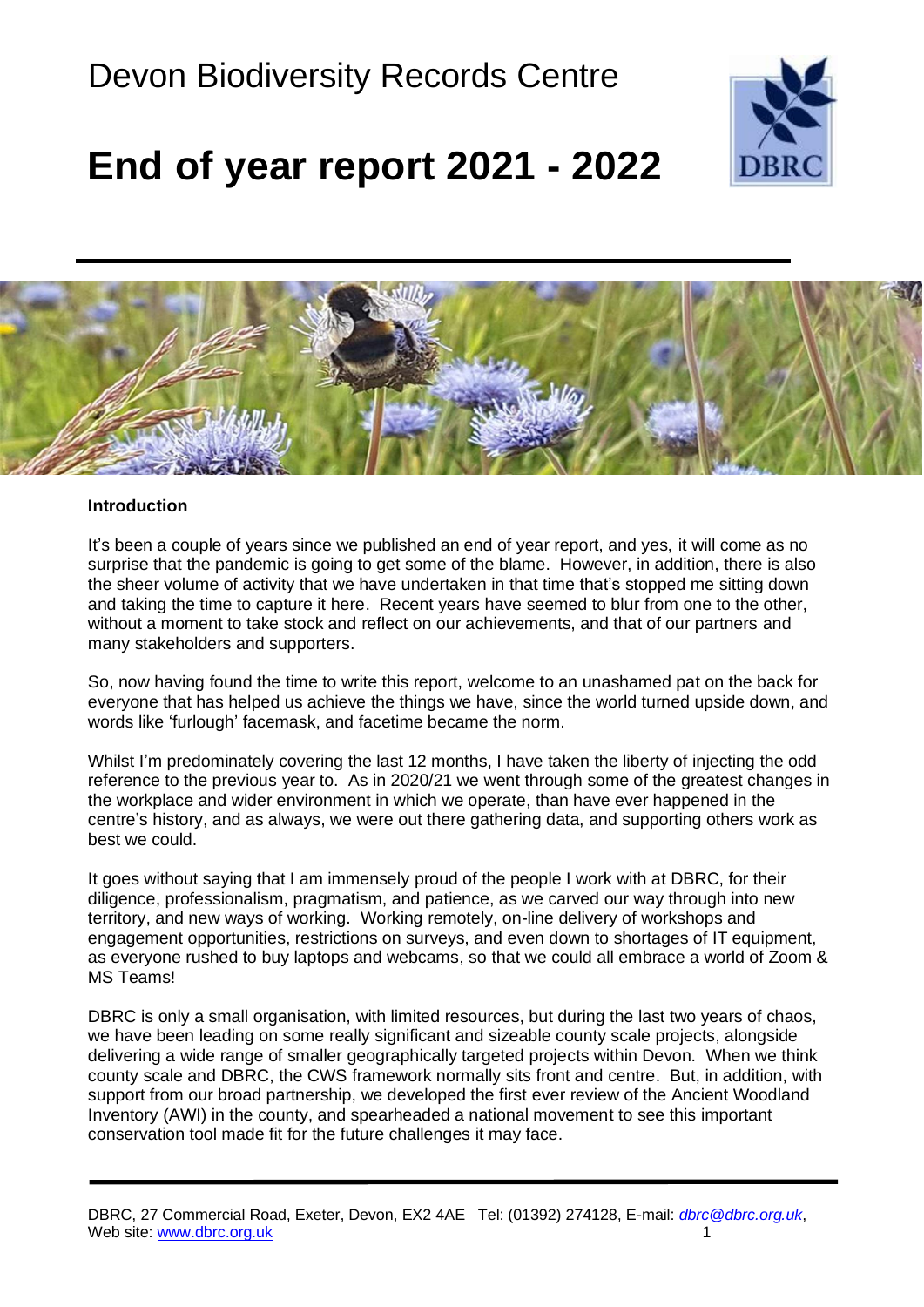# Devon Biodiversity Records Centre

# End of year report 2021 - 2022

**Introduction**

It's been a couple of years since we published an end of year report, and yes, it will come as no surprise that the pandemic is going to get some of the blame. However, in addition, there is also the sheer volume of activity that we have undertaken in that time that's stopped me sitting down and taking the time to capture it here. Recent years have seemed to blur from one to the other, without a moment to take stock and reflect on our achievements, and that of our partners and many stakeholders and supporters.

So, now having found the time to write this report, welcome to an unashamed pat on the back for everyone that has helped us achieve the things we have, since the world turned upside down, and words like 'furlough' facemask, and facetime became the norm.

Whilst I'm predominately covering the last 12 months, I have taken the liberty of injecting the odd reference to the previous year to. As in 2020/21 we went through some of the greatest changes in the workplace and wider environment in which we operate, than have ever happened in the centre's history, and as always, we were out there gathering data, and supporting others work as best we could.

It goes without saying that I am immensely proud of the people I work with at DBRC, for their diligence, professionalism, pragmatism, and patience, as we carved our way through into new territory, and new ways of working. Working remotely, on-line delivery of workshops and engagement opportunities, restrictions on surveys, and even down to shortages of IT equipment, as everyone rushed to buy laptops and webcams, so that we could all embrace a world of Zoom & MS Teams!

DBRC is only a small organisation, with limited resources, but during the last two years of chaos, we have been leading on some really significant and sizeable county scale projects, alongside delivering a wide range of smaller geographically targeted projects within Devon. When we think county scale and DBRC, the CWS framework normally sits front and centre. But, in addition, with support from our broad partnership, we developed the first ever review of the Ancient Woodland Inventory (AWI) in the county, and spearheaded a national movement to see this important conservation tool made fit for the future challenges it may face.

DBRC, 27 Commercial Road, Exeter, Devon, EX2 4AE Tel: (01392) 274128, E-mail: *dbrc@dbrc.org.uk*, Web site: www.dbrc.org.uk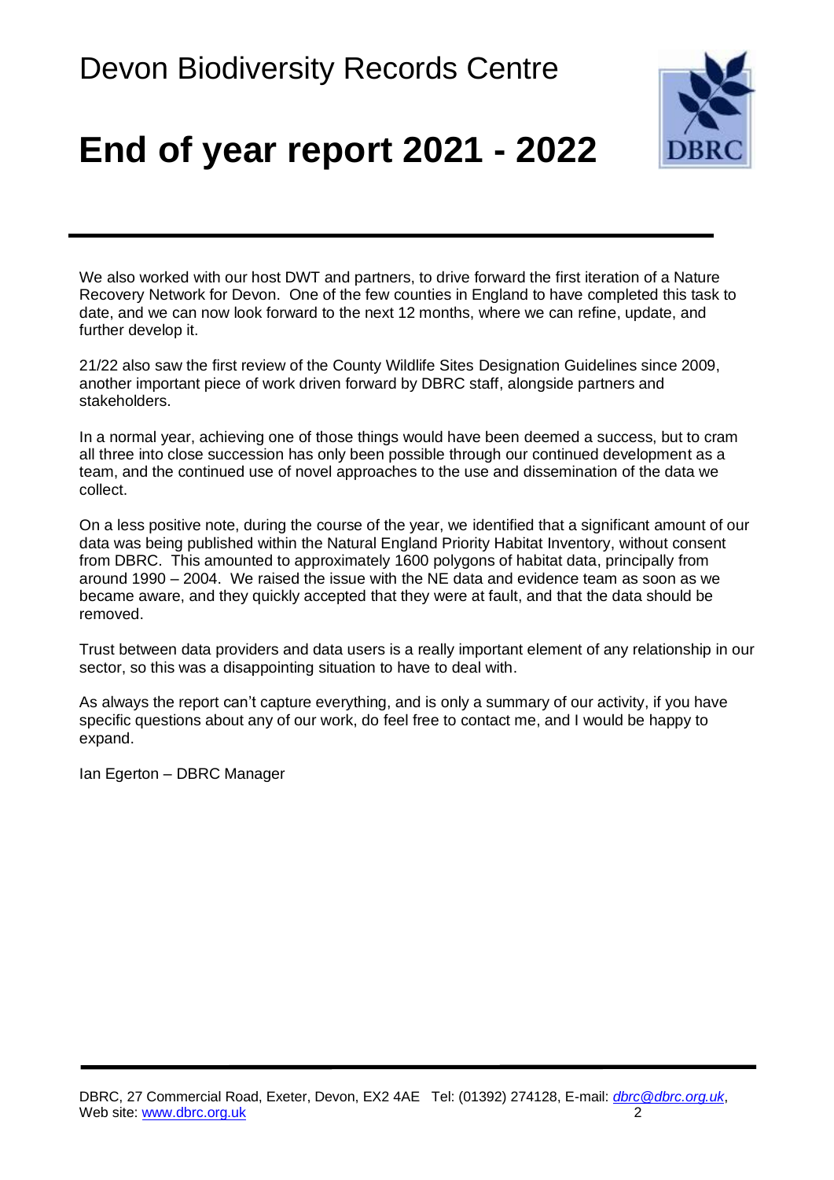We also worked with our host DWT and partners, to drive forward the first iteration of a Nature Recovery Network for Devon. One of the few counties in England to have completed this task to date, and we can now look forward to the next 12 months, where we can refine, update, and further develop it.

21/22 also saw the first review of the County Wildlife Sites Designation Guidelines since 2009, another important piece of work driven forward by DBRC staff, alongside partners and stakeholders.

In a normal year, achieving one of those things would have been deemed a success, but to cram all three into close succession has only been possible through our continued development as a team, and the continued use of novel approaches to the use and dissemination of the data we collect.

On a less positive note, during the course of the year, we identified that a significant amount of our data was being published within the Natural England Priority Habitat Inventory, without consent from DBRC. This amounted to approximately 1600 polygons of habitat data, principally from around 1990 – 2004. We raised the issue with the NE data and evidence team as soon as we became aware, and they quickly accepted that they were at fault, and that the data should be removed.

Trust between data providers and data users is a really important element of any relationship in our sector, so this was a disappointing situation to have to deal with.

As always the report can't capture everything, and is only a summary of our activity, if you have specific questions about any of our work, do feel free to contact me, and I would be happy to expand.

Ian Egerton – DBRC Manager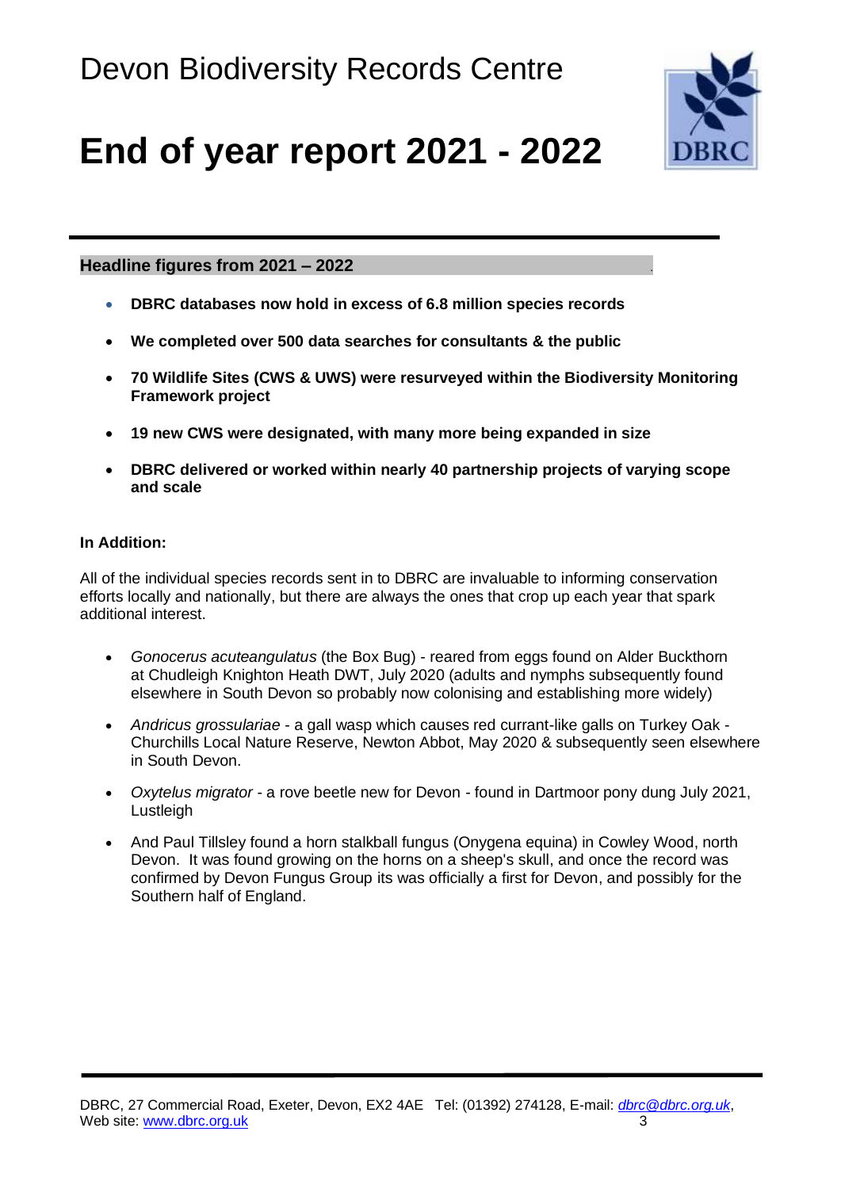Devon Biodiversity Records Centre

# End of year report 2021 - 2022

### Headline figures from 2021 – 2022

- **DBRC databases now hold in excess of 6.8 million species records**
- **We completed over 500 data searches for consultants & the public**
- **70 Wildlife Sites (CWS & UWS) were resurveyed within the Biodiversity Monitoring Framework project**
- **19 new CWS were designated, with many more being expanded in size**
- **DBRC delivered or worked within nearly 40 partnership projects of varying scope and scale**

**In Addition:**

All of the individual species records sent in to DBRC are invaluable to informing conservation efforts locally and nationally, but there are always the ones that crop up each year that spark additional interest.

- *Gonocerus acuteangulatus* (the Box Bug) - reared from eggs found on Alder Buckthorn at Chudleigh Knighton Heath DWT, July 2020 (adults and nymphs subsequently found elsewhere in South Devon so probably now colonising and establishing more widely)
- *Andricus grossulariae* - a gall wasp which causes red currant-like galls on Turkey Oak - Churchills Local Nature Reserve, Newton Abbot, May 2020 & subsequently seen elsewhere in South Devon.
- *Oxytelus migrator* - a rove beetle new for Devon - found in Dartmoor pony dung July 2021, Lustleigh
- And Paul Tillsley found a horn stalkball fungus (Onygena equina) in Cowley Wood, north Devon. It was found growing on the horns on a sheep's skull, and once the record was confirmed by Devon Fungus Group its was officially a first for Devon, and possibly for the Southern half of England.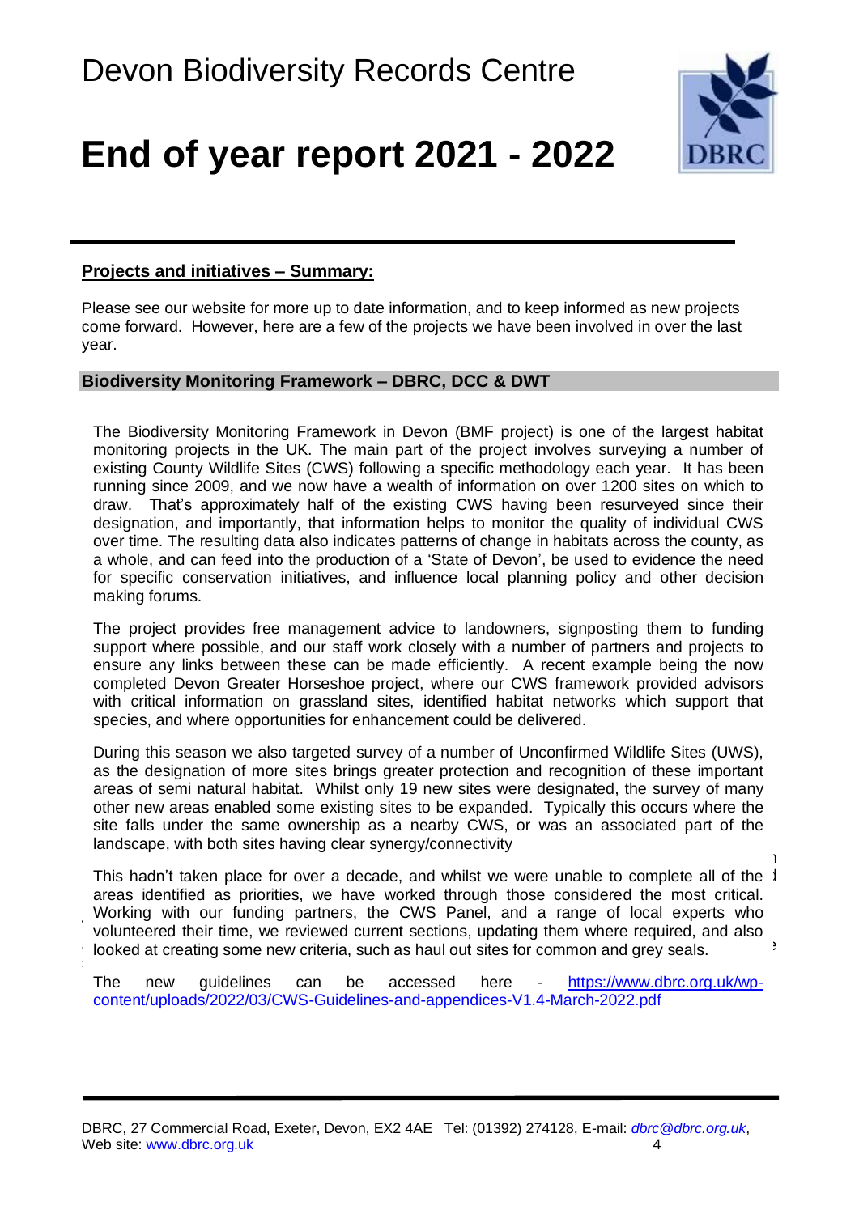# Devon Biodiversity Records Centre

# End of year report 2021 - 2022

## Projects and initiatives – Summary:

Please see our website for more up to date information, and to keep informed as new projects come forward. However, here are a few of the projects we have been involved in over the last year.

### Biodiversity Monitoring Framework – DBRC, DCC & DWT

The Biodiversity Monitoring Framework in Devon (BMF project) is one of the largest habitat monitoring projects in the UK. The main part of the project involves surveying a number of existing County Wildlife Sites (CWS) following a specific methodology each year. It has been running since 2009, and we now have a wealth of information on over 1200 sites on which to draw. That's approximately half of the existing CWS having been resurveyed since their designation, and importantly, that information helps to monitor the quality of individual CWS over time. The resulting data also indicates patterns of change in habitats across the county, as a whole, and can feed into the production of a 'State of Devon', be used to evidence the need for specific conservation initiatives, and influence local planning policy and other decision making forums.

The project provides free management advice to landowners, signposting them to funding support where possible, and our staff work closely with a number of partners and projects to ensure any links between these can be made efficiently. A recent example being the now completed Devon Greater Horseshoe project, where our CWS framework provided advisors with critical information on grassland sites, identified habitat networks which support that species, and where opportunities for enhancement could be delivered.

During this season we also targeted survey of a number of Unconfirmed Wildlife Sites (UWS), as the designation of more sites brings greater protection and recognition of these important areas of semi natural habitat. Whilst only 19 new sites were designated, the survey of many other new areas enabled some existing sites to be expanded. Typically this occurs where the site falls under the same ownership as a nearby CWS, or was an associated part of the landscape, with both sites having clear synergy/connectivity

This hadn't taken place for over a decade, and whilst we were unable to complete all of the areas identified as priorities, we have worked through those considered the most critical. Working with our funding partners, the CWS Panel, and a range of local experts who volunteered their time, we reviewed current sections, updating them where required, and also looked at creating some new criteria, such as haul out sites for common and grey seals.

The new guidelines can be accessed here - https://www.dbrc.org.uk/wp-content/uploads/2022/03/CWS-Guidelines-and-appendices-V1.4-March-2022.pdf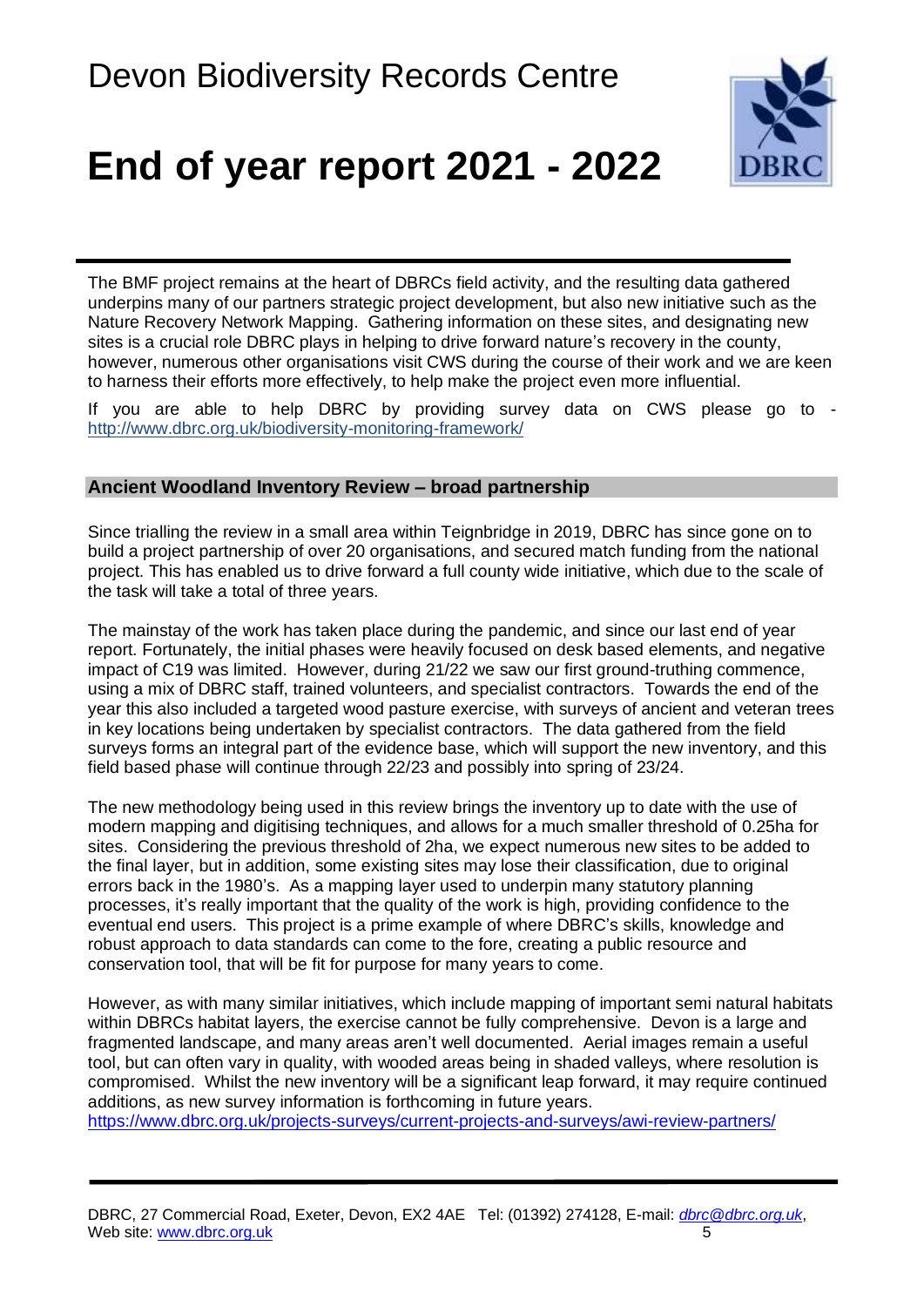The BMF project remains at the heart of DBRCs field activity, and the resulting data gathered underpins many of our partners strategic project development, but also new initiative such as the Nature Recovery Network Mapping. Gathering information on these sites, and designating new sites is a crucial role DBRC plays in helping to drive forward nature's recovery in the county, however, numerous other organisations visit CWS during the course of their work and we are keen to harness their efforts more effectively, to help make the project even more influential.

If you are able to help DBRC by providing survey data on CWS please go to - http://www.dbrc.org.uk/biodiversity-monitoring-framework/

## Ancient Woodland Inventory Review – broad partnership

Since trialling the review in a small area within Teignbridge in 2019, DBRC has since gone on to build a project partnership of over 20 organisations, and secured match funding from the national project. This has enabled us to drive forward a full county wide initiative, which due to the scale of the task will take a total of three years.

The mainstay of the work has taken place during the pandemic, and since our last end of year report. Fortunately, the initial phases were heavily focused on desk based elements, and negative impact of C19 was limited. However, during 21/22 we saw our first ground-truthing commence, using a mix of DBRC staff, trained volunteers, and specialist contractors. Towards the end of the year this also included a targeted wood pasture exercise, with surveys of ancient and veteran trees in key locations being undertaken by specialist contractors. The data gathered from the field surveys forms an integral part of the evidence base, which will support the new inventory, and this field based phase will continue through 22/23 and possibly into spring of 23/24.

The new methodology being used in this review brings the inventory up to date with the use of modern mapping and digitising techniques, and allows for a much smaller threshold of 0.25ha for sites. Considering the previous threshold of 2ha, we expect numerous new sites to be added to the final layer, but in addition, some existing sites may lose their classification, due to original errors back in the 1980's. As a mapping layer used to underpin many statutory planning processes, it's really important that the quality of the work is high, providing confidence to the eventual end users. This project is a prime example of where DBRC's skills, knowledge and robust approach to data standards can come to the fore, creating a public resource and conservation tool, that will be fit for purpose for many years to come.

However, as with many similar initiatives, which include mapping of important semi natural habitats within DBRCs habitat layers, the exercise cannot be fully comprehensive. Devon is a large and fragmented landscape, and many areas aren't well documented. Aerial images remain a useful tool, but can often vary in quality, with wooded areas being in shaded valleys, where resolution is compromised. Whilst the new inventory will be a significant leap forward, it may require continued additions, as new survey information is forthcoming in future years.
https://www.dbrc.org.uk/projects-surveys/current-projects-and-surveys/awi-review-partners/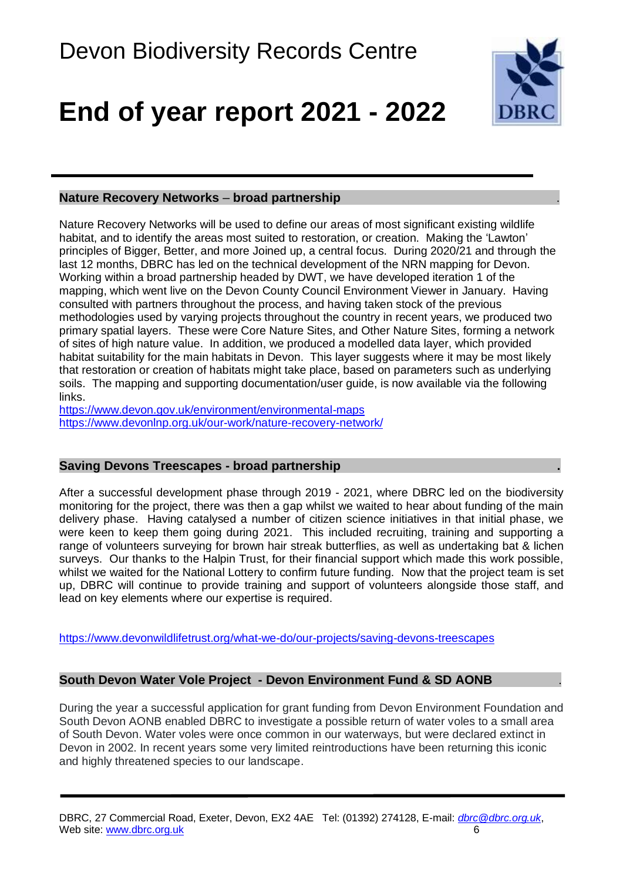## Nature Recovery Networks – broad partnership

Nature Recovery Networks will be used to define our areas of most significant existing wildlife habitat, and to identify the areas most suited to restoration, or creation. Making the 'Lawton' principles of Bigger, Better, and more Joined up, a central focus. During 2020/21 and through the last 12 months, DBRC has led on the technical development of the NRN mapping for Devon. Working within a broad partnership headed by DWT, we have developed iteration 1 of the mapping, which went live on the Devon County Council Environment Viewer in January. Having consulted with partners throughout the process, and having taken stock of the previous methodologies used by varying projects throughout the country in recent years, we produced two primary spatial layers. These were Core Nature Sites, and Other Nature Sites, forming a network of sites of high nature value. In addition, we produced a modelled data layer, which provided habitat suitability for the main habitats in Devon. This layer suggests where it may be most likely that restoration or creation of habitats might take place, based on parameters such as underlying soils. The mapping and supporting documentation/user guide, is now available via the following links.

https://www.devon.gov.uk/environment/environmental-maps
https://www.devonlnp.org.uk/our-work/nature-recovery-network/

## Saving Devons Treescapes - broad partnership

After a successful development phase through 2019 - 2021, where DBRC led on the biodiversity monitoring for the project, there was then a gap whilst we waited to hear about funding of the main delivery phase. Having catalysed a number of citizen science initiatives in that initial phase, we were keen to keep them going during 2021. This included recruiting, training and supporting a range of volunteers surveying for brown hair streak butterflies, as well as undertaking bat & lichen surveys. Our thanks to the Halpin Trust, for their financial support which made this work possible, whilst we waited for the National Lottery to confirm future funding. Now that the project team is set up, DBRC will continue to provide training and support of volunteers alongside those staff, and lead on key elements where our expertise is required.

https://www.devonwildlifetrust.org/what-we-do/our-projects/saving-devons-treescapes

## South Devon Water Vole Project - Devon Environment Fund & SD AONB

During the year a successful application for grant funding from Devon Environment Foundation and South Devon AONB enabled DBRC to investigate a possible return of water voles to a small area of South Devon. Water voles were once common in our waterways, but were declared extinct in Devon in 2002. In recent years some very limited reintroductions have been returning this iconic and highly threatened species to our landscape.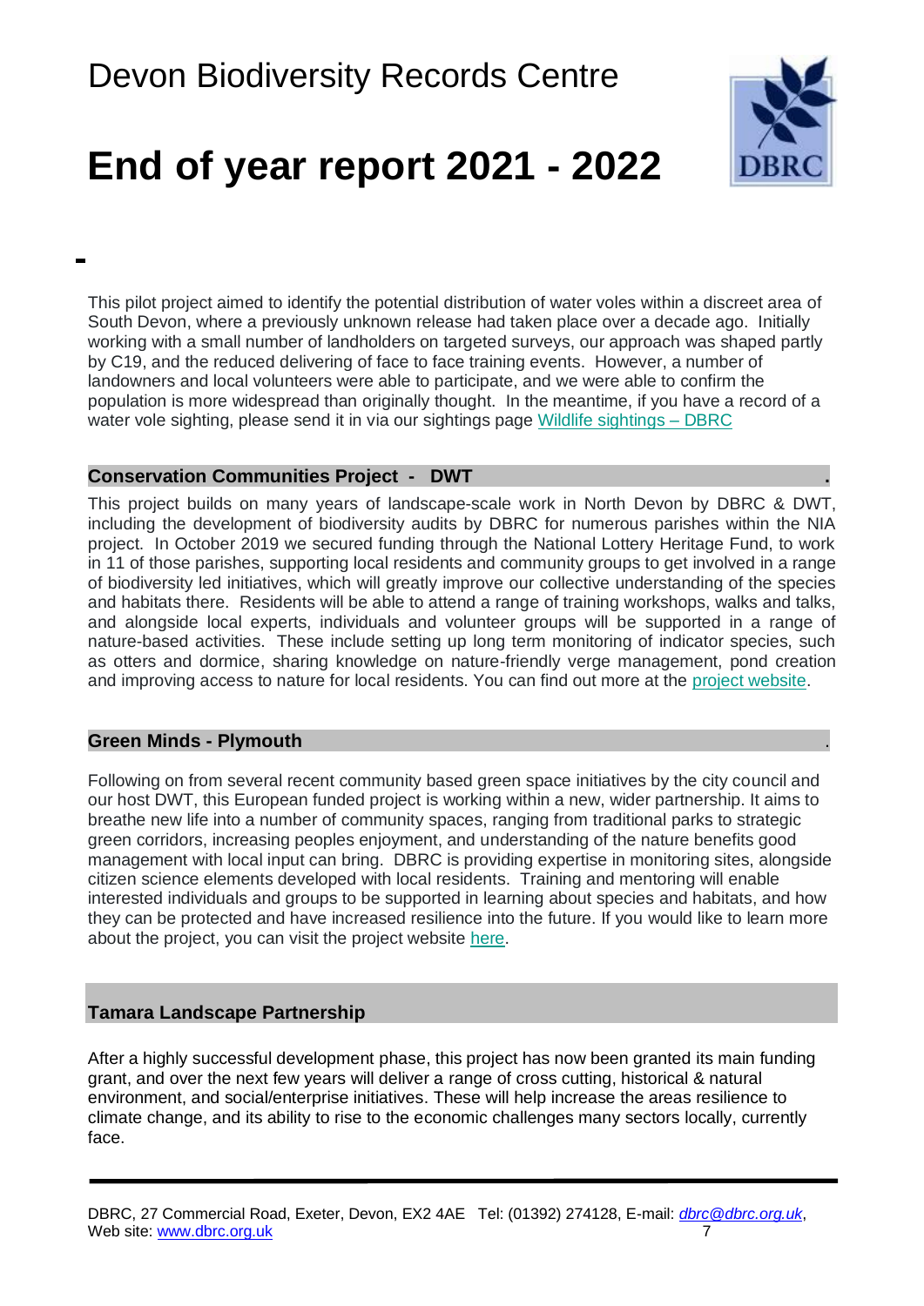This pilot project aimed to identify the potential distribution of water voles within a discreet area of South Devon, where a previously unknown release had taken place over a decade ago. Initially working with a small number of landholders on targeted surveys, our approach was shaped partly by C19, and the reduced delivering of face to face training events. However, a number of landowners and local volunteers were able to participate, and we were able to confirm the population is more widespread than originally thought. In the meantime, if you have a record of a water vole sighting, please send it in via our sightings page [Wildlife sightings – DBRC](#)

### Conservation Communities Project - DWT

This project builds on many years of landscape-scale work in North Devon by DBRC & DWT, including the development of biodiversity audits by DBRC for numerous parishes within the NIA project. In October 2019 we secured funding through the National Lottery Heritage Fund, to work in 11 of those parishes, supporting local residents and community groups to get involved in a range of biodiversity led initiatives, which will greatly improve our collective understanding of the species and habitats there. Residents will be able to attend a range of training workshops, walks and talks, and alongside local experts, individuals and volunteer groups will be supported in a range of nature-based activities. These include setting up long term monitoring of indicator species, such as otters and dormice, sharing knowledge on nature-friendly verge management, pond creation and improving access to nature for local residents. You can find out more at the [project website](#).

### Green Minds - Plymouth

Following on from several recent community based green space initiatives by the city council and our host DWT, this European funded project is working within a new, wider partnership. It aims to breathe new life into a number of community spaces, ranging from traditional parks to strategic green corridors, increasing peoples enjoyment, and understanding of the nature benefits good management with local input can bring. DBRC is providing expertise in monitoring sites, alongside citizen science elements developed with local residents. Training and mentoring will enable interested individuals and groups to be supported in learning about species and habitats, and how they can be protected and have increased resilience into the future. If you would like to learn more about the project, you can visit the project website [here](#).

### Tamara Landscape Partnership

After a highly successful development phase, this project has now been granted its main funding grant, and over the next few years will deliver a range of cross cutting, historical & natural environment, and social/enterprise initiatives. These will help increase the areas resilience to climate change, and its ability to rise to the economic challenges many sectors locally, currently face.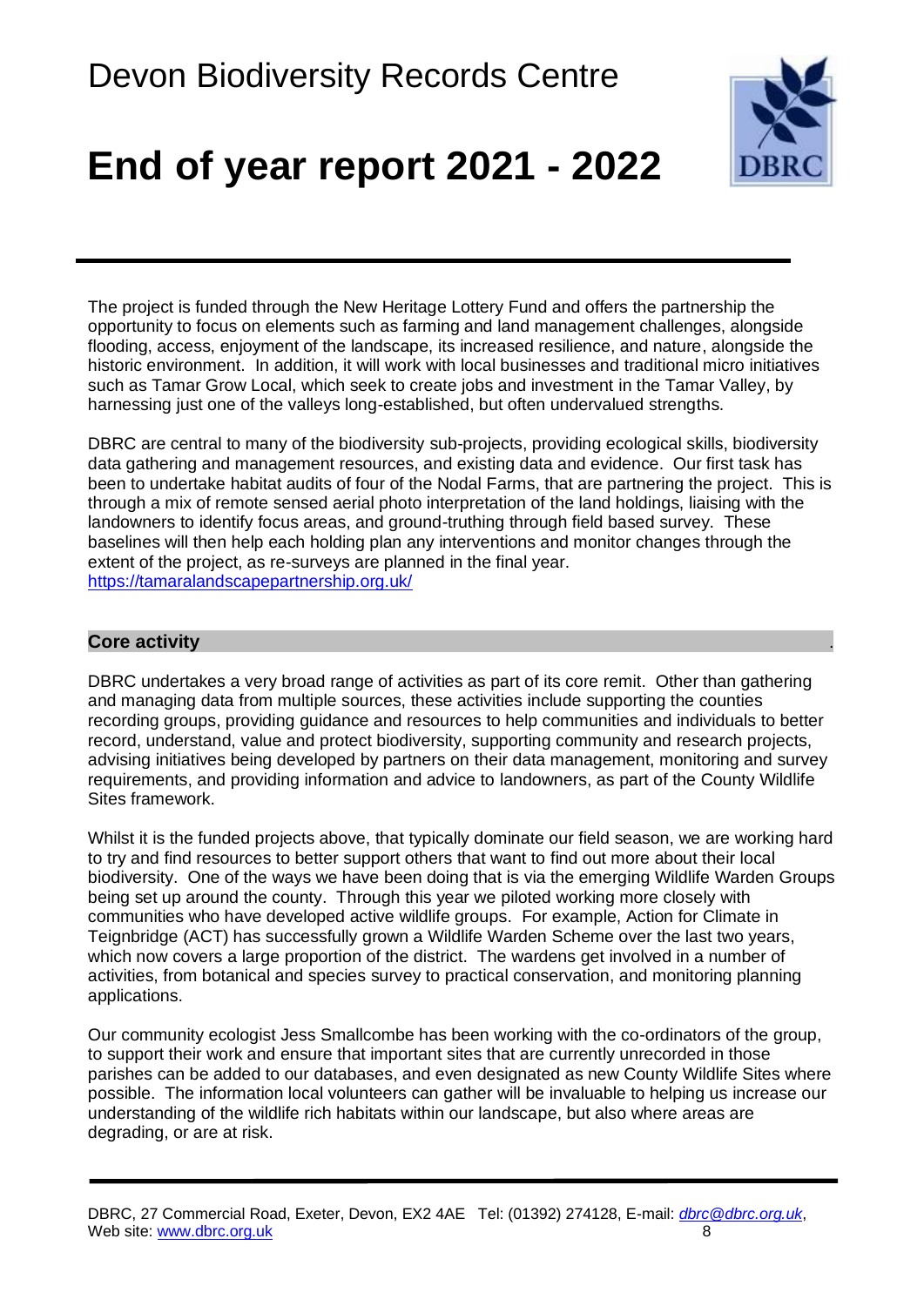The project is funded through the New Heritage Lottery Fund and offers the partnership the opportunity to focus on elements such as farming and land management challenges, alongside flooding, access, enjoyment of the landscape, its increased resilience, and nature, alongside the historic environment. In addition, it will work with local businesses and traditional micro initiatives such as Tamar Grow Local, which seek to create jobs and investment in the Tamar Valley, by harnessing just one of the valleys long-established, but often undervalued strengths.

DBRC are central to many of the biodiversity sub-projects, providing ecological skills, biodiversity data gathering and management resources, and existing data and evidence. Our first task has been to undertake habitat audits of four of the Nodal Farms, that are partnering the project. This is through a mix of remote sensed aerial photo interpretation of the land holdings, liaising with the landowners to identify focus areas, and ground-truthing through field based survey. These baselines will then help each holding plan any interventions and monitor changes through the extent of the project, as re-surveys are planned in the final year.
https://tamaralandscapepartnership.org.uk/

## Core activity

DBRC undertakes a very broad range of activities as part of its core remit. Other than gathering and managing data from multiple sources, these activities include supporting the counties recording groups, providing guidance and resources to help communities and individuals to better record, understand, value and protect biodiversity, supporting community and research projects, advising initiatives being developed by partners on their data management, monitoring and survey requirements, and providing information and advice to landowners, as part of the County Wildlife Sites framework.

Whilst it is the funded projects above, that typically dominate our field season, we are working hard to try and find resources to better support others that want to find out more about their local biodiversity. One of the ways we have been doing that is via the emerging Wildlife Warden Groups being set up around the county. Through this year we piloted working more closely with communities who have developed active wildlife groups. For example, Action for Climate in Teignbridge (ACT) has successfully grown a Wildlife Warden Scheme over the last two years, which now covers a large proportion of the district. The wardens get involved in a number of activities, from botanical and species survey to practical conservation, and monitoring planning applications.

Our community ecologist Jess Smallcombe has been working with the co-ordinators of the group, to support their work and ensure that important sites that are currently unrecorded in those parishes can be added to our databases, and even designated as new County Wildlife Sites where possible. The information local volunteers can gather will be invaluable to helping us increase our understanding of the wildlife rich habitats within our landscape, but also where areas are degrading, or are at risk.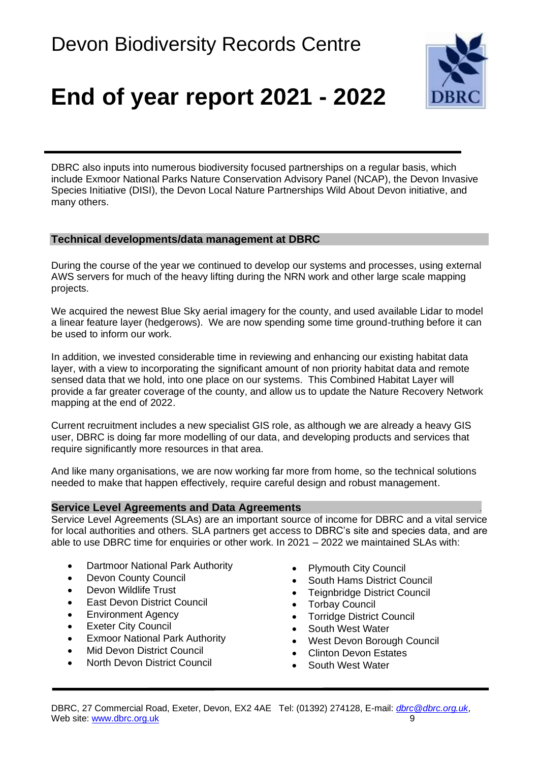DBRC also inputs into numerous biodiversity focused partnerships on a regular basis, which include Exmoor National Parks Nature Conservation Advisory Panel (NCAP), the Devon Invasive Species Initiative (DISI), the Devon Local Nature Partnerships Wild About Devon initiative, and many others.

## Technical developments/data management at DBRC

During the course of the year we continued to develop our systems and processes, using external AWS servers for much of the heavy lifting during the NRN work and other large scale mapping projects.

We acquired the newest Blue Sky aerial imagery for the county, and used available Lidar to model a linear feature layer (hedgerows). We are now spending some time ground-truthing before it can be used to inform our work.

In addition, we invested considerable time in reviewing and enhancing our existing habitat data layer, with a view to incorporating the significant amount of non priority habitat data and remote sensed data that we hold, into one place on our systems. This Combined Habitat Layer will provide a far greater coverage of the county, and allow us to update the Nature Recovery Network mapping at the end of 2022.

Current recruitment includes a new specialist GIS role, as although we are already a heavy GIS user, DBRC is doing far more modelling of our data, and developing products and services that require significantly more resources in that area.

And like many organisations, we are now working far more from home, so the technical solutions needed to make that happen effectively, require careful design and robust management.

## Service Level Agreements and Data Agreements

Service Level Agreements (SLAs) are an important source of income for DBRC and a vital service for local authorities and others. SLA partners get access to DBRC's site and species data, and are able to use DBRC time for enquiries or other work. In 2021 – 2022 we maintained SLAs with:

- Dartmoor National Park Authority
- Devon County Council
- Devon Wildlife Trust
- East Devon District Council
- Environment Agency
- Exeter City Council
- Exmoor National Park Authority
- Mid Devon District Council
- North Devon District Council
- Plymouth City Council
- South Hams District Council
- Teignbridge District Council
- Torbay Council
- Torridge District Council
- South West Water
- West Devon Borough Council
- Clinton Devon Estates
- South West Water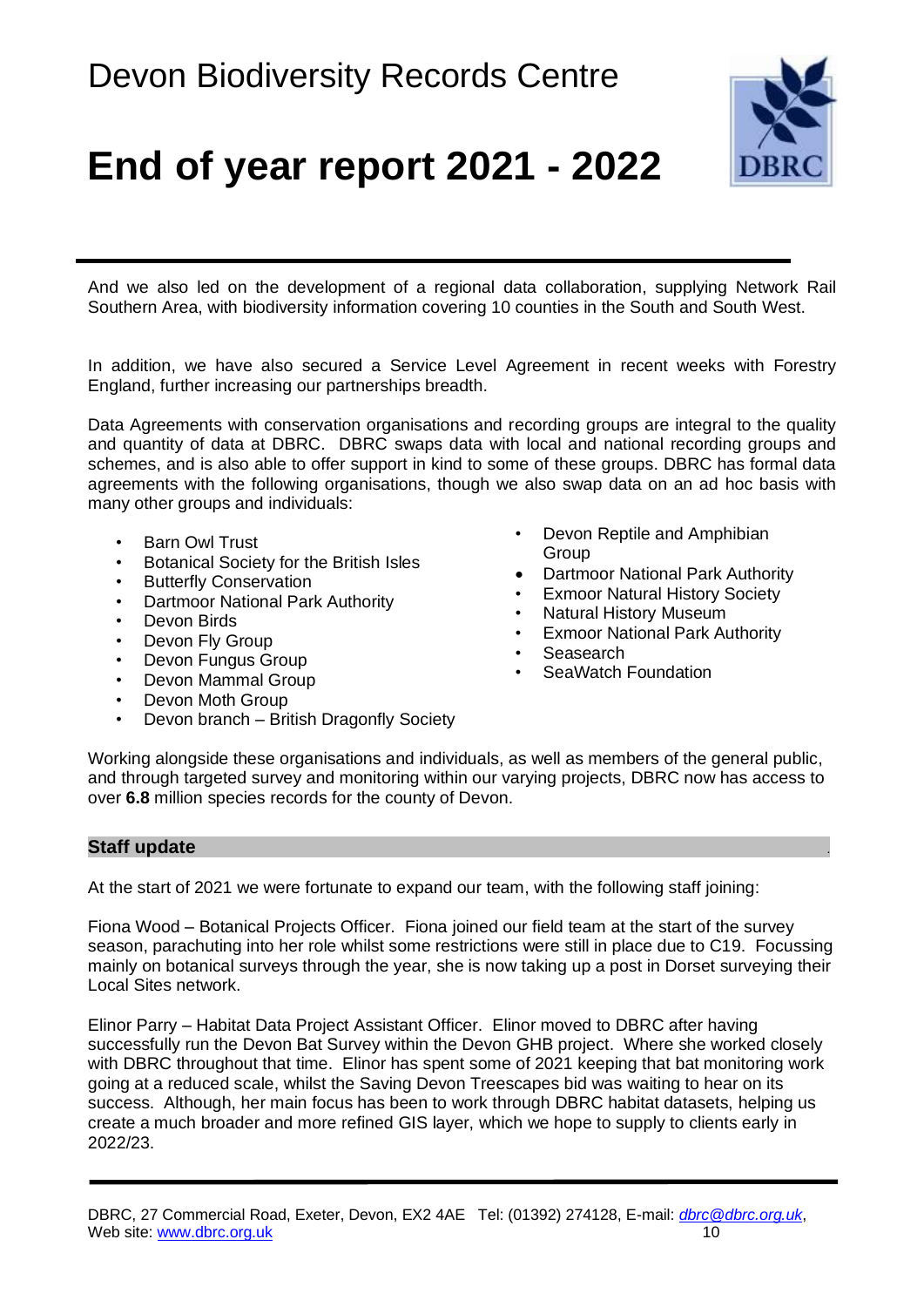And we also led on the development of a regional data collaboration, supplying Network Rail Southern Area, with biodiversity information covering 10 counties in the South and South West.

In addition, we have also secured a Service Level Agreement in recent weeks with Forestry England, further increasing our partnerships breadth.

Data Agreements with conservation organisations and recording groups are integral to the quality and quantity of data at DBRC. DBRC swaps data with local and national recording groups and schemes, and is also able to offer support in kind to some of these groups. DBRC has formal data agreements with the following organisations, though we also swap data on an ad hoc basis with many other groups and individuals:

- Barn Owl Trust
- Botanical Society for the British Isles
- Butterfly Conservation
- Dartmoor National Park Authority
- Devon Birds
- Devon Fly Group
- Devon Fungus Group
- Devon Mammal Group
- Devon Moth Group
- Devon branch – British Dragonfly Society
- Devon Reptile and Amphibian Group
- Dartmoor National Park Authority
- Exmoor Natural History Society
- Natural History Museum
- Exmoor National Park Authority
- Seasearch
- SeaWatch Foundation

Working alongside these organisations and individuals, as well as members of the general public, and through targeted survey and monitoring within our varying projects, DBRC now has access to over **6.8** million species records for the county of Devon.

## Staff update

At the start of 2021 we were fortunate to expand our team, with the following staff joining:

Fiona Wood – Botanical Projects Officer. Fiona joined our field team at the start of the survey season, parachuting into her role whilst some restrictions were still in place due to C19. Focussing mainly on botanical surveys through the year, she is now taking up a post in Dorset surveying their Local Sites network.

Elinor Parry – Habitat Data Project Assistant Officer. Elinor moved to DBRC after having successfully run the Devon Bat Survey within the Devon GHB project. Where she worked closely with DBRC throughout that time. Elinor has spent some of 2021 keeping that bat monitoring work going at a reduced scale, whilst the Saving Devon Treescapes bid was waiting to hear on its success. Although, her main focus has been to work through DBRC habitat datasets, helping us create a much broader and more refined GIS layer, which we hope to supply to clients early in 2022/23.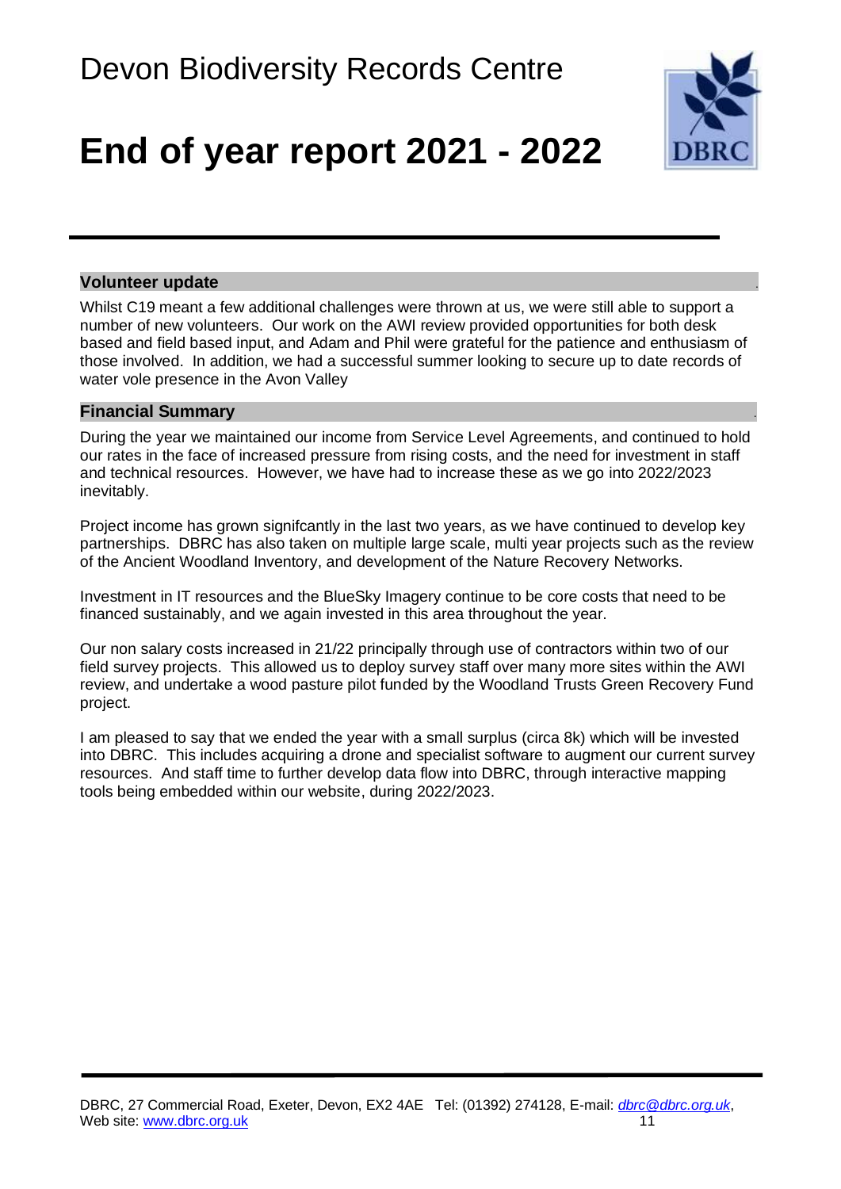# Devon Biodiversity Records Centre

# End of year report 2021 - 2022

### Volunteer update

Whilst C19 meant a few additional challenges were thrown at us, we were still able to support a number of new volunteers. Our work on the AWI review provided opportunities for both desk based and field based input, and Adam and Phil were grateful for the patience and enthusiasm of those involved. In addition, we had a successful summer looking to secure up to date records of water vole presence in the Avon Valley

### Financial Summary

During the year we maintained our income from Service Level Agreements, and continued to hold our rates in the face of increased pressure from rising costs, and the need for investment in staff and technical resources. However, we have had to increase these as we go into 2022/2023 inevitably.

Project income has grown signifcantly in the last two years, as we have continued to develop key partnerships. DBRC has also taken on multiple large scale, multi year projects such as the review of the Ancient Woodland Inventory, and development of the Nature Recovery Networks.

Investment in IT resources and the BlueSky Imagery continue to be core costs that need to be financed sustainably, and we again invested in this area throughout the year.

Our non salary costs increased in 21/22 principally through use of contractors within two of our field survey projects. This allowed us to deploy survey staff over many more sites within the AWI review, and undertake a wood pasture pilot funded by the Woodland Trusts Green Recovery Fund project.

I am pleased to say that we ended the year with a small surplus (circa 8k) which will be invested into DBRC. This includes acquiring a drone and specialist software to augment our current survey resources. And staff time to further develop data flow into DBRC, through interactive mapping tools being embedded within our website, during 2022/2023.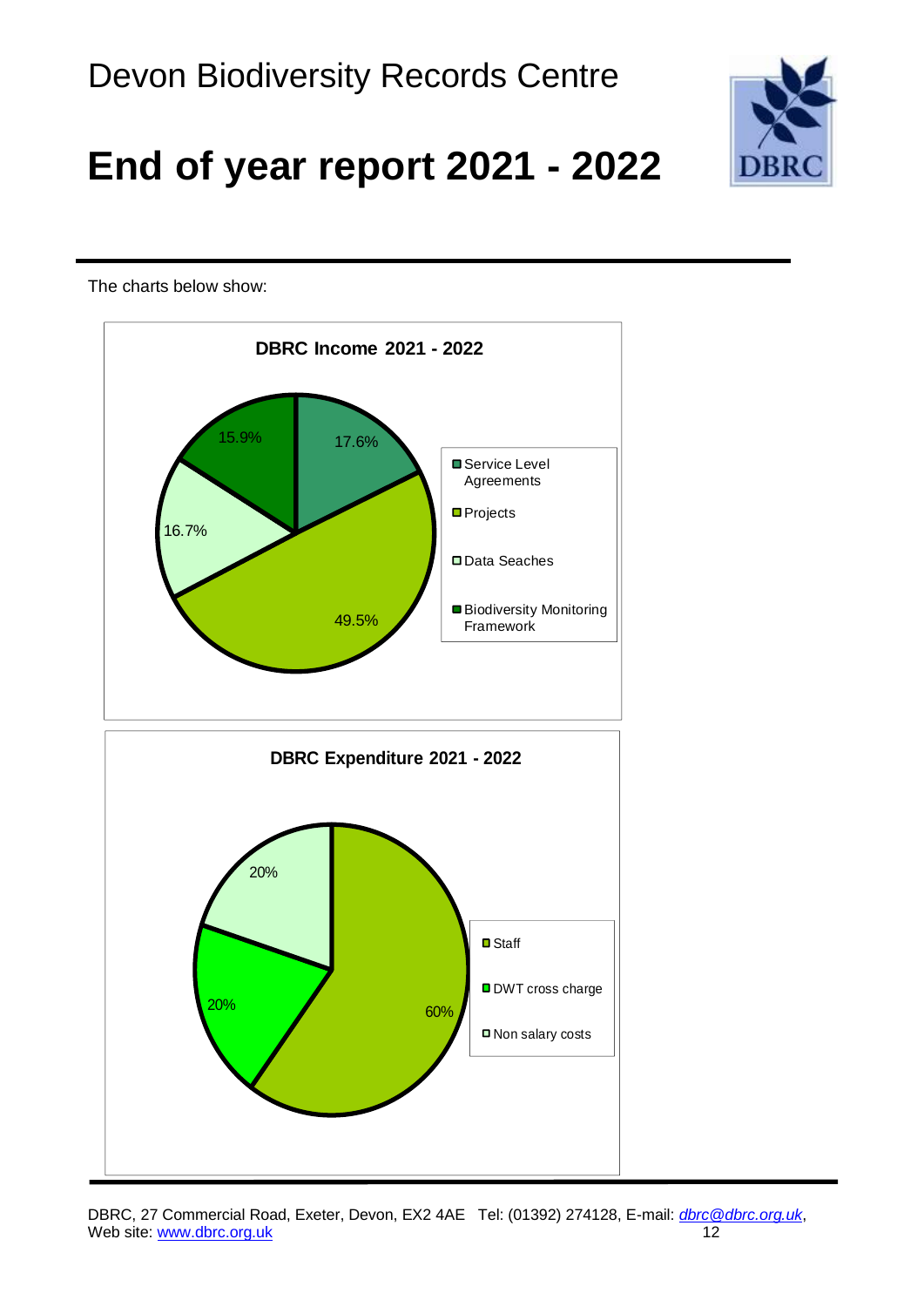# Devon Biodiversity Records Centre

# End of year report 2021 - 2022

The charts below show:

**DBRC Income 2021 - 2022**

| Category | Percentage |
|---|---|
| Service Level Agreements | 17.6% |
| Projects | 49.5% |
| Data Seaches | 16.7% |
| Biodiversity Monitoring Framework | 15.9% |

**DBRC Expenditure 2021 - 2022**

| Category | Percentage |
|---|---|
| Staff | 60% |
| DWT cross charge | 20% |
| Non salary costs | 20% |

DBRC, 27 Commercial Road, Exeter, Devon, EX2 4AE Tel: (01392) 274128, E-mail: *dbrc@dbrc.org.uk*, Web site: www.dbrc.org.uk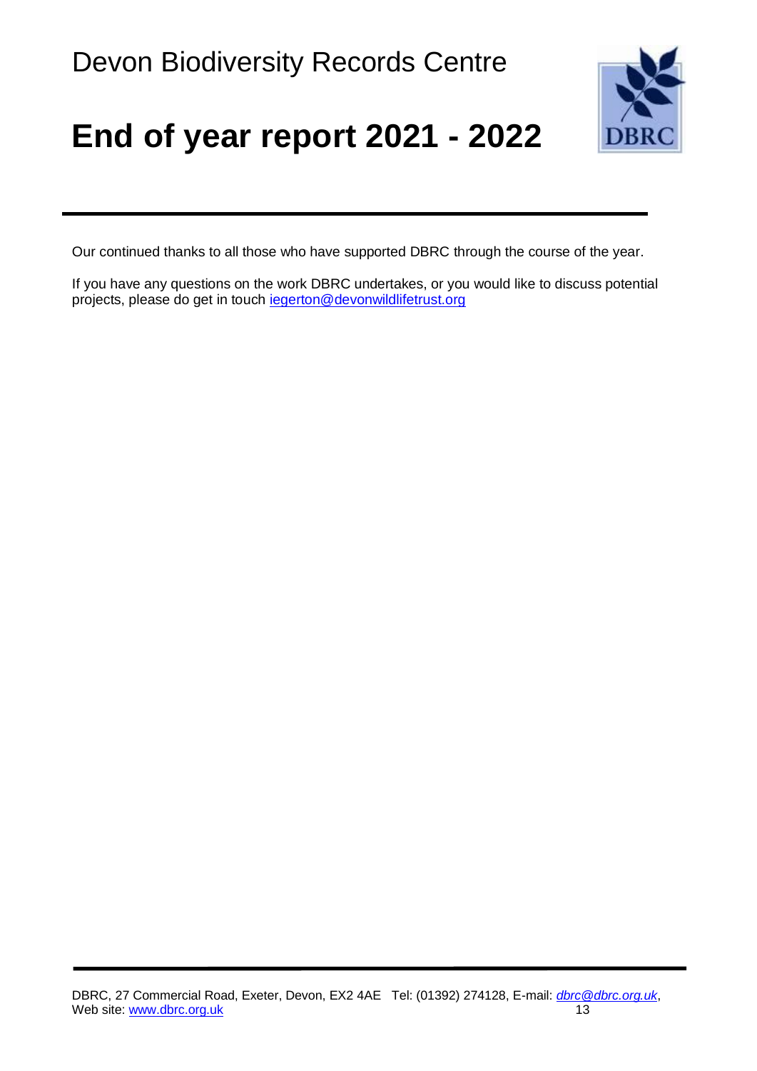Our continued thanks to all those who have supported DBRC through the course of the year.

If you have any questions on the work DBRC undertakes, or you would like to discuss potential projects, please do get in touch iegerton@devonwildlifetrust.org